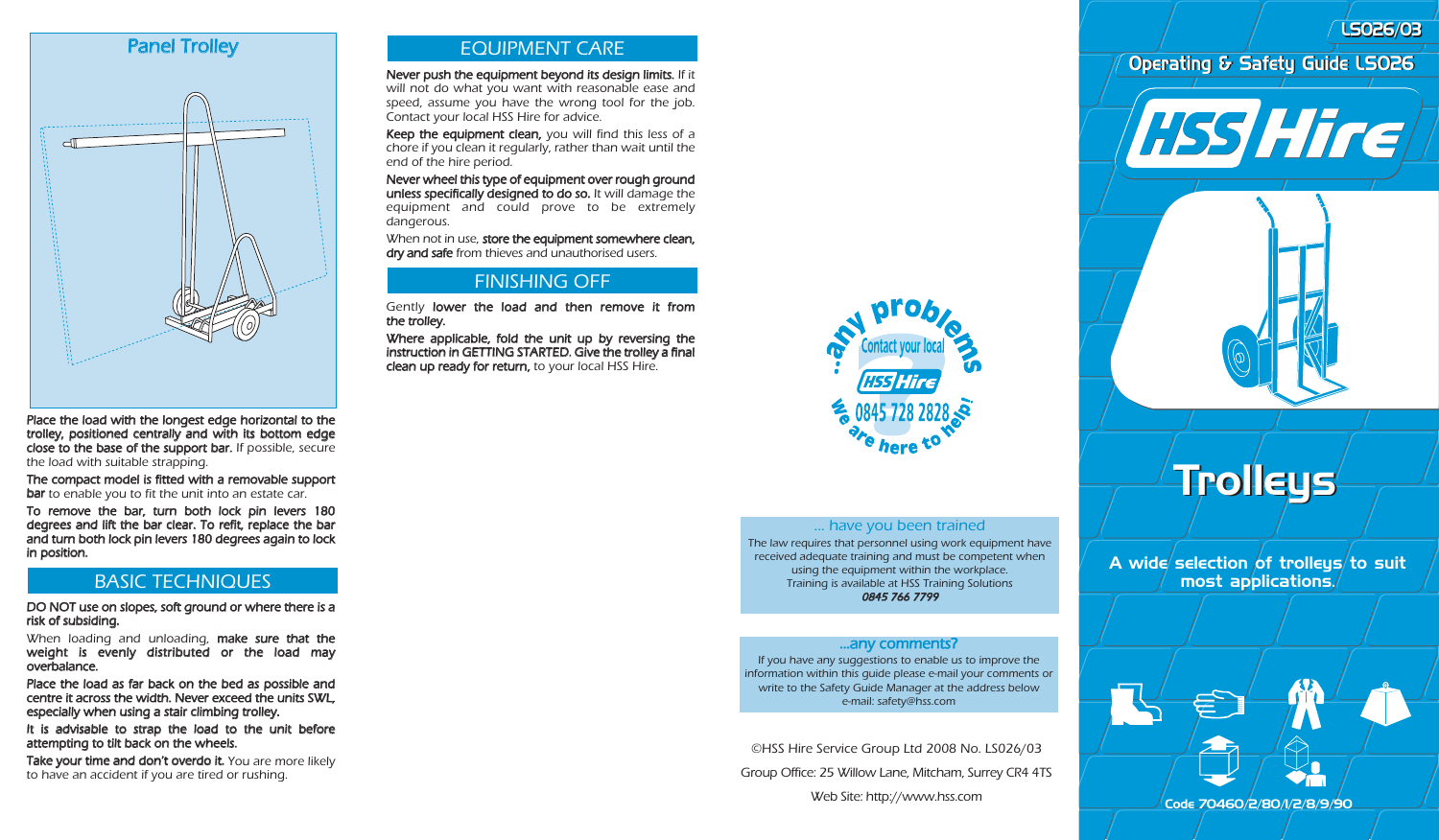### Panel Trolley

**Place the load with the longest edge horizontal to the trolley, positioned centrally and with its bottom edge close to the base of the support bar.** If possible, secure the load with suitable strapping.

**The compact model is fitted with a removable support bar** to enable you to fit the unit into an estate car.

**To remove the bar, turn both lock pin levers 180 degrees and lift the bar clear. To refit, replace the bar and turn both lock pin levers 180 degrees again to lock in position.**

## BASIC TECHNIQUES

**DO NOT use on slopes, soft ground or where there is a risk of subsiding.**

When loading and unloading, **make sure that the weight is evenly distributed or the load may overbalance.**

**Place the load as far back on the bed as possible and centre it across the width. Never exceed the units SWL, especially when using a stair climbing trolley.**

**It is advisable to strap the load to the unit before attempting to tilt back on the wheels.**

**Take your time and don't overdo it.** You are more likely to have an accident if you are tired or rushing.

## EQUIPMENT CARE

**Never push the equipment beyond its design limits.** If it will not do what you want with reasonable ease and speed, assume you have the wrong tool for the job. Contact your local HSS Hire for advice.

**Keep the equipment clean,** you will find this less of a chore if you clean it regularly, rather than wait until the end of the hire period.

**Never wheel this type of equipment over rough ground unless specifically designed to do so.** It will damage the equipment and could prove to be extremely dangerous.

When not in use, **store the equipment somewhere clean, dry and safe** from thieves and unauthorised users.

## FINISHING OFF

Gently **lower the load and then remove it from the trolley.**

**Where applicable, fold the unit up by reversing the instruction in GETTING STARTED. Give the trolley a final clean up ready for return,** to your local HSS Hire.

...any problems? Contact your local HSS Hire 0845 728 2828 We are here to help!

### ... have you been trained

The law requires that personnel using work equipment have received adequate training and must be competent when using the equipment within the workplace.
Training is available at HSS Training Solutions
***0845 766 7799***

### ...any comments?

If you have any suggestions to enable us to improve the information within this guide please e-mail your comments or write to the Safety Guide Manager at the address below
e-mail: safety@hss.com

©HSS Hire Service Group Ltd 2008 No. LS026/03

Group Office: 25 Willow Lane, Mitcham, Surrey CR4 4TS

Web Site: http://www.hss.com

LS026/03

Operating & Safety Guide LS026

HSS Hire

# Trolleys

**A wide selection of trolleys to suit most applications.**

Code 70460/2/80/1/2/8/9/90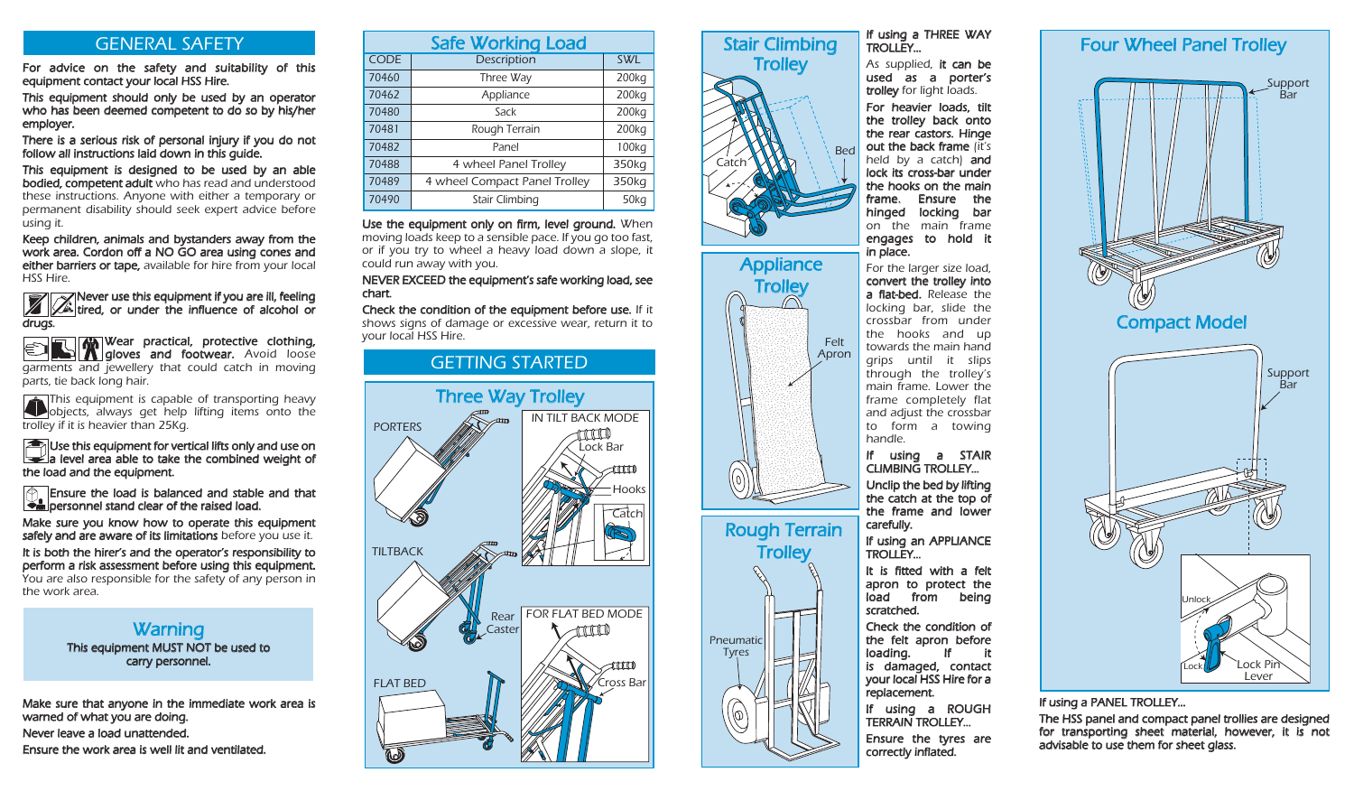## GENERAL SAFETY

**For advice on the safety and suitability of this equipment contact your local HSS Hire.**

**This equipment should only be used by an operator who has been deemed competent to do so by his/her employer.**

**There is a serious risk of personal injury if you do not follow all instructions laid down in this guide.**

**This equipment is designed to be used by an able bodied, competent adult** who has read and understood these instructions. Anyone with either a temporary or permanent disability should seek expert advice before using it.

**Keep children, animals and bystanders away from the work area. Cordon off a NO GO area using cones and either barriers or tape,** available for hire from your local HSS Hire.

**Never use this equipment if you are ill, feeling tired, or under the influence of alcohol or drugs.**

**Wear practical, protective clothing, gloves and footwear.** Avoid loose garments and jewellery that could catch in moving parts, tie back long hair.

This equipment is capable of transporting heavy objects, always get help lifting items onto the trolley if it is heavier than 25Kg.

**Use this equipment for vertical lifts only and use on a level area able to take the combined weight of the load and the equipment.**

**Ensure the load is balanced and stable and that personnel stand clear of the raised load.**

**Make sure you know how to operate this equipment safely and are aware of its limitations** before you use it.

**It is both the hirer's and the operator's responsibility to perform a risk assessment before using this equipment.** You are also responsible for the safety of any person in the work area.

### Warning

**This equipment MUST NOT be used to carry personnel.**

**Make sure that anyone in the immediate work area is warned of what you are doing.**

**Never leave a load unattended.**

**Ensure the work area is well lit and ventilated.**

## Safe Working Load

| CODE | Description | SWL |
|---|---|---|
| 70460 | Three Way | 200kg |
| 70462 | Appliance | 200kg |
| 70480 | Sack | 200kg |
| 70481 | Rough Terrain | 200kg |
| 70482 | Panel | 100kg |
| 70488 | 4 wheel Panel Trolley | 350kg |
| 70489 | 4 wheel Compact Panel Trolley | 350kg |
| 70490 | Stair Climbing | 50kg |

**Use the equipment only on firm, level ground.** When moving loads keep to a sensible pace. If you go too fast, or if you try to wheel a heavy load down a slope, it could run away with you.

**NEVER EXCEED the equipment's safe working load, see chart.**

**Check the condition of the equipment before use.** If it shows signs of damage or excessive wear, return it to your local HSS Hire.

## GETTING STARTED

### Three Way Trolley

PORTERS

IN TILT BACK MODE

Lock Bar

Hooks

Catch

TILTBACK

Rear Caster

FOR FLAT BED MODE

Cross Bar

FLAT BED

### Stair Climbing Trolley

Catch

Bed

### Appliance Trolley

Felt Apron

### Rough Terrain Trolley

Pneumatic Tyres

**If using a THREE WAY TROLLEY...**

As supplied, **it can be used as a porter's trolley** for light loads.

**For heavier loads, tilt the trolley back onto the rear castors. Hinge out the back frame** (it's held by a catch) **and lock its cross-bar under the hooks on the main frame. Ensure the hinged locking bar** on the main frame **engages to hold it in place.**

For the larger size load, **convert the trolley into a flat-bed.** Release the locking bar, slide the crossbar from under the hooks and up towards the main hand grips until it slips through the trolley's main frame. Lower the frame completely flat and adjust the crossbar to form a towing handle.

**If using a STAIR CLIMBING TROLLEY...**

**Unclip the bed by lifting the catch at the top of the frame and lower carefully.**

**If using an APPLIANCE TROLLEY...**

**It is fitted with a felt apron to protect the load from being scratched.**

**Check the condition of the felt apron before loading. If it is damaged, contact your local HSS Hire for a replacement.**

**If using a ROUGH TERRAIN TROLLEY...**

**Ensure the tyres are correctly inflated.**

### Four Wheel Panel Trolley

Support Bar

### Compact Model

Support Bar

Unlock

Lock

Lock Pin Lever

**If using a PANEL TROLLEY...**

**The HSS panel and compact panel trollies are designed for transporting sheet material, however, it is not advisable to use them for sheet glass.**